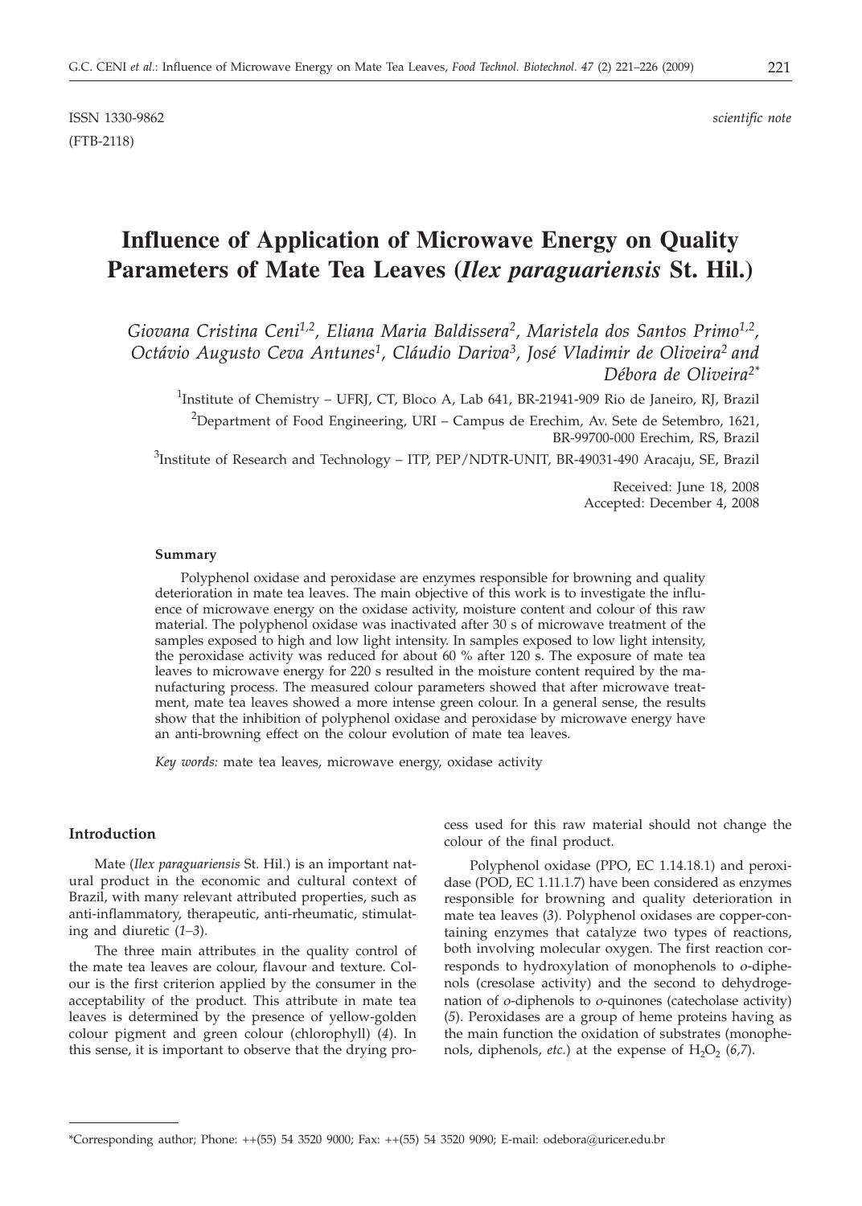ISSN 1330-9862 *scientific note*
(FTB-2118)

# Influence of Application of Microwave Energy on Quality Parameters of Mate Tea Leaves (*Ilex paraguariensis* St. Hil.)

*Giovana Cristina Ceni[1,2], Eliana Maria Baldissera[2], Maristela dos Santos Primo[1,2], Octávio Augusto Ceva Antunes[1], Cláudio Dariva[3], José Vladimir de Oliveira[2] and Débora de Oliveira[2*]*

[1]Institute of Chemistry – UFRJ, CT, Bloco A, Lab 641, BR-21941-909 Rio de Janeiro, RJ, Brazil

[2]Department of Food Engineering, URI – Campus de Erechim, Av. Sete de Setembro, 1621, BR-99700-000 Erechim, RS, Brazil

[3]Institute of Research and Technology – ITP, PEP/NDTR-UNIT, BR-49031-490 Aracaju, SE, Brazil

Received: June 18, 2008
Accepted: December 4, 2008

### Summary

Polyphenol oxidase and peroxidase are enzymes responsible for browning and quality deterioration in mate tea leaves. The main objective of this work is to investigate the influence of microwave energy on the oxidase activity, moisture content and colour of this raw material. The polyphenol oxidase was inactivated after 30 s of microwave treatment of the samples exposed to high and low light intensity. In samples exposed to low light intensity, the peroxidase activity was reduced for about 60 % after 120 s. The exposure of mate tea leaves to microwave energy for 220 s resulted in the moisture content required by the manufacturing process. The measured colour parameters showed that after microwave treatment, mate tea leaves showed a more intense green colour. In a general sense, the results show that the inhibition of polyphenol oxidase and peroxidase by microwave energy have an anti-browning effect on the colour evolution of mate tea leaves.

*Key words:* mate tea leaves, microwave energy, oxidase activity

## Introduction

Mate (*Ilex paraguariensis* St. Hil.) is an important natural product in the economic and cultural context of Brazil, with many relevant attributed properties, such as anti-inflammatory, therapeutic, anti-rheumatic, stimulating and diuretic (*1–3*).

The three main attributes in the quality control of the mate tea leaves are colour, flavour and texture. Colour is the first criterion applied by the consumer in the acceptability of the product. This attribute in mate tea leaves is determined by the presence of yellow-golden colour pigment and green colour (chlorophyll) (*4*). In this sense, it is important to observe that the drying process used for this raw material should not change the colour of the final product.

Polyphenol oxidase (PPO, EC 1.14.18.1) and peroxidase (POD, EC 1.11.1.7) have been considered as enzymes responsible for browning and quality deterioration in mate tea leaves (*3*). Polyphenol oxidases are copper-containing enzymes that catalyze two types of reactions, both involving molecular oxygen. The first reaction corresponds to hydroxylation of monophenols to *o*-diphenols (cresolase activity) and the second to dehydrogenation of *o*-diphenols to *o*-quinones (catecholase activity) (*5*). Peroxidases are a group of heme proteins having as the main function the oxidation of substrates (monophenols, diphenols, *etc.*) at the expense of $H_2O_2$ (*6,7*).

*Corresponding author; Phone: ++(55) 54 3520 9000; Fax: ++(55) 54 3520 9090; E-mail: odebora@uricer.edu.br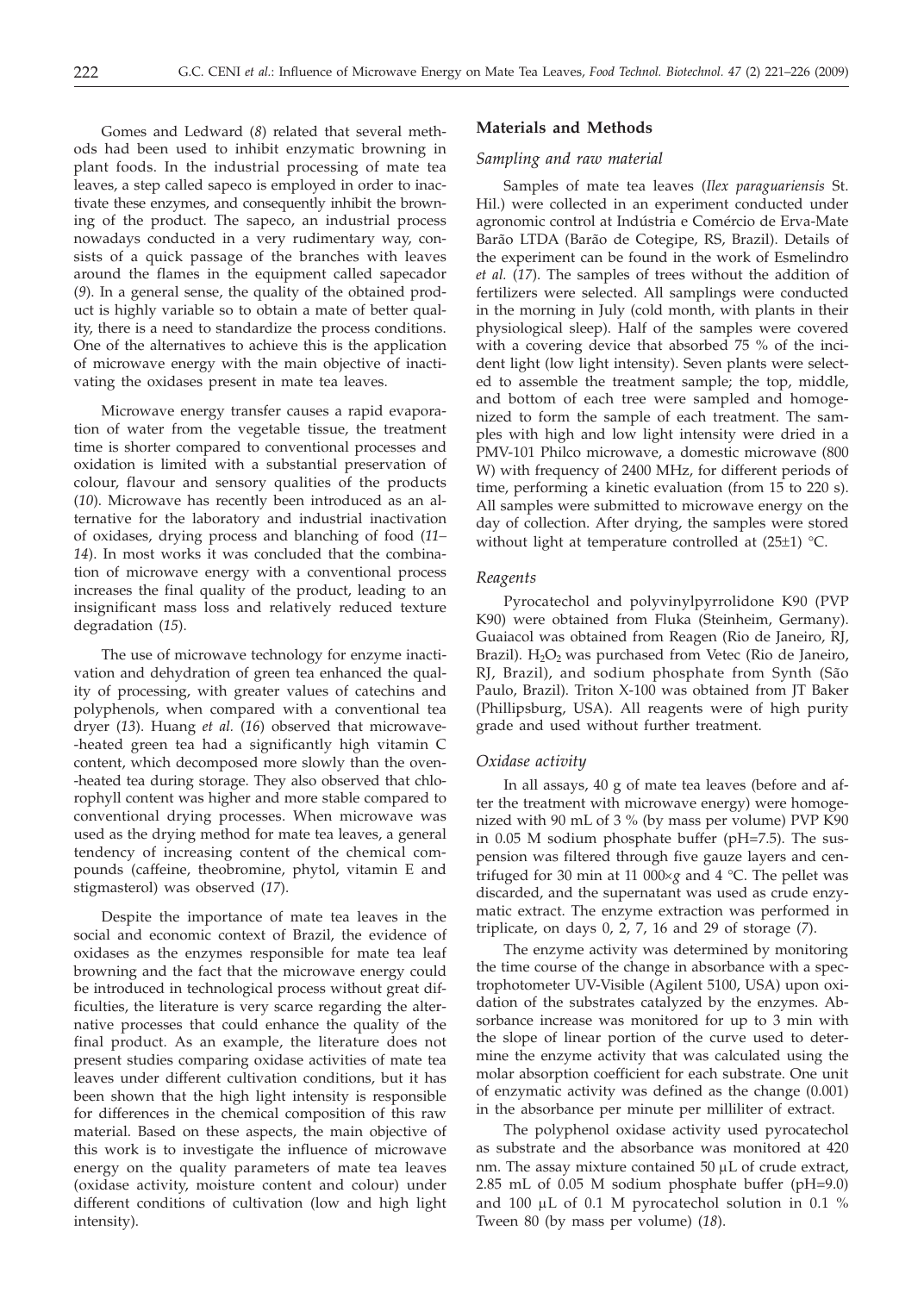Gomes and Ledward (*8*) related that several methods had been used to inhibit enzymatic browning in plant foods. In the industrial processing of mate tea leaves, a step called sapeco is employed in order to inactivate these enzymes, and consequently inhibit the browning of the product. The sapeco, an industrial process nowadays conducted in a very rudimentary way, consists of a quick passage of the branches with leaves around the flames in the equipment called sapecador (*9*). In a general sense, the quality of the obtained product is highly variable so to obtain a mate of better quality, there is a need to standardize the process conditions. One of the alternatives to achieve this is the application of microwave energy with the main objective of inactivating the oxidases present in mate tea leaves.

Microwave energy transfer causes a rapid evaporation of water from the vegetable tissue, the treatment time is shorter compared to conventional processes and oxidation is limited with a substantial preservation of colour, flavour and sensory qualities of the products (*10*). Microwave has recently been introduced as an alternative for the laboratory and industrial inactivation of oxidases, drying process and blanching of food (*11–14*). In most works it was concluded that the combination of microwave energy with a conventional process increases the final quality of the product, leading to an insignificant mass loss and relatively reduced texture degradation (*15*).

The use of microwave technology for enzyme inactivation and dehydration of green tea enhanced the quality of processing, with greater values of catechins and polyphenols, when compared with a conventional tea dryer (*13*). Huang *et al.* (*16*) observed that microwave-heated green tea had a significantly high vitamin C content, which decomposed more slowly than the oven-heated tea during storage. They also observed that chlorophyll content was higher and more stable compared to conventional drying processes. When microwave was used as the drying method for mate tea leaves, a general tendency of increasing content of the chemical compounds (caffeine, theobromine, phytol, vitamin E and stigmasterol) was observed (*17*).

Despite the importance of mate tea leaves in the social and economic context of Brazil, the evidence of oxidases as the enzymes responsible for mate tea leaf browning and the fact that the microwave energy could be introduced in technological process without great difficulties, the literature is very scarce regarding the alternative processes that could enhance the quality of the final product. As an example, the literature does not present studies comparing oxidase activities of mate tea leaves under different cultivation conditions, but it has been shown that the high light intensity is responsible for differences in the chemical composition of this raw material. Based on these aspects, the main objective of this work is to investigate the influence of microwave energy on the quality parameters of mate tea leaves (oxidase activity, moisture content and colour) under different conditions of cultivation (low and high light intensity).

## Materials and Methods

### Sampling and raw material

Samples of mate tea leaves (*Ilex paraguariensis* St. Hil.) were collected in an experiment conducted under agronomic control at Indústria e Comércio de Erva-Mate Barão LTDA (Barão de Cotegipe, RS, Brazil). Details of the experiment can be found in the work of Esmelindro *et al.* (*17*). The samples of trees without the addition of fertilizers were selected. All samplings were conducted in the morning in July (cold month, with plants in their physiological sleep). Half of the samples were covered with a covering device that absorbed 75 % of the incident light (low light intensity). Seven plants were selected to assemble the treatment sample; the top, middle, and bottom of each tree were sampled and homogenized to form the sample of each treatment. The samples with high and low light intensity were dried in a PMV-101 Philco microwave, a domestic microwave (800 W) with frequency of 2400 MHz, for different periods of time, performing a kinetic evaluation (from 15 to 220 s). All samples were submitted to microwave energy on the day of collection. After drying, the samples were stored without light at temperature controlled at (25±1) °C.

### Reagents

Pyrocatechol and polyvinylpyrrolidone K90 (PVP K90) were obtained from Fluka (Steinheim, Germany). Guaiacol was obtained from Reagen (Rio de Janeiro, RJ, Brazil). $H_2O_2$ was purchased from Vetec (Rio de Janeiro, RJ, Brazil), and sodium phosphate from Synth (São Paulo, Brazil). Triton X-100 was obtained from JT Baker (Phillipsburg, USA). All reagents were of high purity grade and used without further treatment.

### Oxidase activity

In all assays, 40 g of mate tea leaves (before and after the treatment with microwave energy) were homogenized with 90 mL of 3 % (by mass per volume) PVP K90 in 0.05 M sodium phosphate buffer (pH=7.5). The suspension was filtered through five gauze layers and centrifuged for 30 min at 11 000×*g* and 4 °C. The pellet was discarded, and the supernatant was used as crude enzymatic extract. The enzyme extraction was performed in triplicate, on days 0, 2, 7, 16 and 29 of storage (*7*).

The enzyme activity was determined by monitoring the time course of the change in absorbance with a spectrophotometer UV-Visible (Agilent 5100, USA) upon oxidation of the substrates catalyzed by the enzymes. Absorbance increase was monitored for up to 3 min with the slope of linear portion of the curve used to determine the enzyme activity that was calculated using the molar absorption coefficient for each substrate. One unit of enzymatic activity was defined as the change (0.001) in the absorbance per minute per milliliter of extract.

The polyphenol oxidase activity used pyrocatechol as substrate and the absorbance was monitored at 420 nm. The assay mixture contained 50 μL of crude extract, 2.85 mL of 0.05 M sodium phosphate buffer (pH=9.0) and 100 μL of 0.1 M pyrocatechol solution in 0.1 % Tween 80 (by mass per volume) (*18*).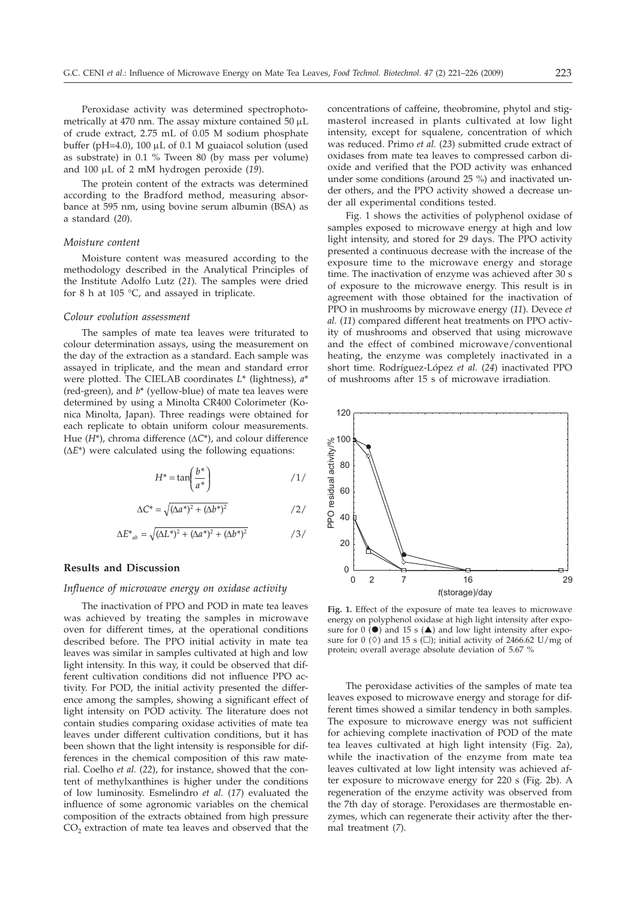Peroxidase activity was determined spectrophotometrically at 470 nm. The assay mixture contained 50 μL of crude extract, 2.75 mL of 0.05 M sodium phosphate buffer (pH=4.0), 100 μL of 0.1 M guaiacol solution (used as substrate) in 0.1 % Tween 80 (by mass per volume) and 100 μL of 2 mM hydrogen peroxide (*19*).

The protein content of the extracts was determined according to the Bradford method, measuring absorbance at 595 nm, using bovine serum albumin (BSA) as a standard (*20*).

### *Moisture content*

Moisture content was measured according to the methodology described in the Analytical Principles of the Institute Adolfo Lutz (*21*). The samples were dried for 8 h at 105 °C, and assayed in triplicate.

### *Colour evolution assessment*

The samples of mate tea leaves were triturated to colour determination assays, using the measurement on the day of the extraction as a standard. Each sample was assayed in triplicate, and the mean and standard error were plotted. The CIELAB coordinates $L^*$ (lightness), $a^*$ (red-green), and $b^*$ (yellow-blue) of mate tea leaves were determined by using a Minolta CR400 Colorimeter (Konica Minolta, Japan). Three readings were obtained for each replicate to obtain uniform colour measurements. Hue ($H^*$), chroma difference ($\Delta C^*$), and colour difference ($\Delta E^*$) were calculated using the following equations:

$$H^* = \tan\left(\frac{b^*}{a^*}\right) \qquad /1/$$

$$\Delta C^* = \sqrt{(\Delta a^*)^2 + (\Delta b^*)^2} \qquad /2/$$

$$\Delta E^*_{ab} = \sqrt{(\Delta L^*)^2 + (\Delta a^*)^2 + (\Delta b^*)^2} \qquad /3/$$

## Results and Discussion

### *Influence of microwave energy on oxidase activity*

The inactivation of PPO and POD in mate tea leaves was achieved by treating the samples in microwave oven for different times, at the operational conditions described before. The PPO initial activity in mate tea leaves was similar in samples cultivated at high and low light intensity. In this way, it could be observed that different cultivation conditions did not influence PPO activity. For POD, the initial activity presented the difference among the samples, showing a significant effect of light intensity on POD activity. The literature does not contain studies comparing oxidase activities of mate tea leaves under different cultivation conditions, but it has been shown that the light intensity is responsible for differences in the chemical composition of this raw material. Coelho *et al.* (*22*), for instance, showed that the content of methylxanthines is higher under the conditions of low luminosity. Esmelindro *et al.* (*17*) evaluated the influence of some agronomic variables on the chemical composition of the extracts obtained from high pressure $CO_2$ extraction of mate tea leaves and observed that the concentrations of caffeine, theobromine, phytol and stigmasterol increased in plants cultivated at low light intensity, except for squalene, concentration of which was reduced. Primo *et al.* (*23*) submitted crude extract of oxidases from mate tea leaves to compressed carbon dioxide and verified that the POD activity was enhanced under some conditions (around 25 %) and inactivated under others, and the PPO activity showed a decrease under all experimental conditions tested.

Fig. 1 shows the activities of polyphenol oxidase of samples exposed to microwave energy at high and low light intensity, and stored for 29 days. The PPO activity presented a continuous decrease with the increase of the exposure time to the microwave energy and storage time. The inactivation of enzyme was achieved after 30 s of exposure to the microwave energy. This result is in agreement with those obtained for the inactivation of PPO in mushrooms by microwave energy (*11*). Devece *et al.* (*11*) compared different heat treatments on PPO activity of mushrooms and observed that using microwave and the effect of combined microwave/conventional heating, the enzyme was completely inactivated in a short time. Rodríguez-López *et al.* (*24*) inactivated PPO of mushrooms after 15 s of microwave irradiation.

**Fig. 1.** Effect of the exposure of mate tea leaves to microwave energy on polyphenol oxidase at high light intensity after exposure for 0 (●) and 15 s (▲) and low light intensity after exposure for 0 (◊) and 15 s (□); initial activity of 2466.62 U/mg of protein; overall average absolute deviation of 5.67 %

The peroxidase activities of the samples of mate tea leaves exposed to microwave energy and storage for different times showed a similar tendency in both samples. The exposure to microwave energy was not sufficient for achieving complete inactivation of POD of the mate tea leaves cultivated at high light intensity (Fig. 2a), while the inactivation of the enzyme from mate tea leaves cultivated at low light intensity was achieved after exposure to microwave energy for 220 s (Fig. 2b). A regeneration of the enzyme activity was observed from the 7th day of storage. Peroxidases are thermostable enzymes, which can regenerate their activity after the thermal treatment (*7*).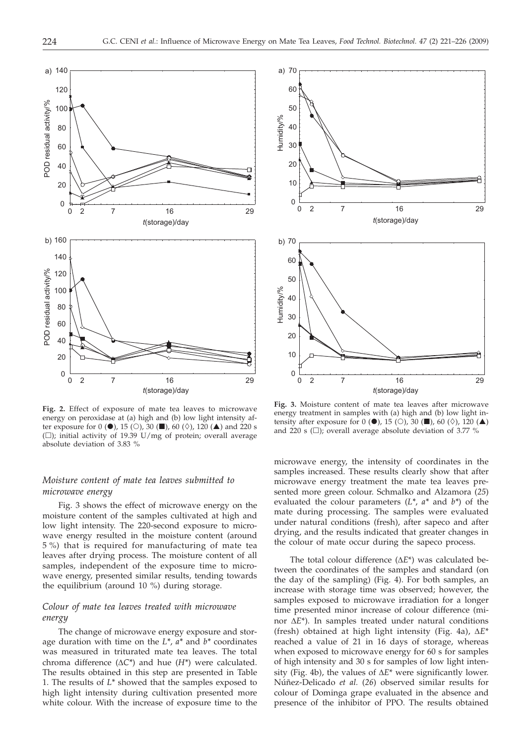**Fig. 2.** Effect of exposure of mate tea leaves to microwave energy on peroxidase at (a) high and (b) low light intensity after exposure for 0 (●), 15 (○), 30 (■), 60 (◊), 120 (▲) and 220 s (□); initial activity of 19.39 U/mg of protein; overall average absolute deviation of 3.83 %

**Fig. 3.** Moisture content of mate tea leaves after microwave energy treatment in samples with (a) high and (b) low light intensity after exposure for 0 (●), 15 (○), 30 (■), 60 (◊), 120 (▲) and 220 s (□); overall average absolute deviation of 3.77 %

### *Moisture content of mate tea leaves submitted to microwave energy*

Fig. 3 shows the effect of microwave energy on the moisture content of the samples cultivated at high and low light intensity. The 220-second exposure to microwave energy resulted in the moisture content (around 5 %) that is required for manufacturing of mate tea leaves after drying process. The moisture content of all samples, independent of the exposure time to microwave energy, presented similar results, tending towards the equilibrium (around 10 %) during storage.

### *Colour of mate tea leaves treated with microwave energy*

The change of microwave energy exposure and storage duration with time on the $L^*$, $a^*$ and $b^*$ coordinates was measured in triturated mate tea leaves. The total chroma difference ($\Delta C^*$) and hue ($H^*$) were calculated. The results obtained in this step are presented in Table 1. The results of $L^*$ showed that the samples exposed to high light intensity during cultivation presented more white colour. With the increase of exposure time to the microwave energy, the intensity of coordinates in the samples increased. These results clearly show that after microwave energy treatment the mate tea leaves presented more green colour. Schmalko and Alzamora (*25*) evaluated the colour parameters ($L^*$, $a^*$ and $b^*$) of the mate during processing. The samples were evaluated under natural conditions (fresh), after sapeco and after drying, and the results indicated that greater changes in the colour of mate occur during the sapeco process.

The total colour difference ($\Delta E^*$) was calculated between the coordinates of the samples and standard (on the day of the sampling) (Fig. 4). For both samples, an increase with storage time was observed; however, the samples exposed to microwave irradiation for a longer time presented minor increase of colour difference (minor $\Delta E^*$). In samples treated under natural conditions (fresh) obtained at high light intensity (Fig. 4a), $\Delta E^*$ reached a value of 21 in 16 days of storage, whereas when exposed to microwave energy for 60 s for samples of high intensity and 30 s for samples of low light intensity (Fig. 4b), the values of $\Delta E^*$ were significantly lower. Núñez-Delicado *et al.* (*26*) observed similar results for colour of Dominga grape evaluated in the absence and presence of the inhibitor of PPO. The results obtained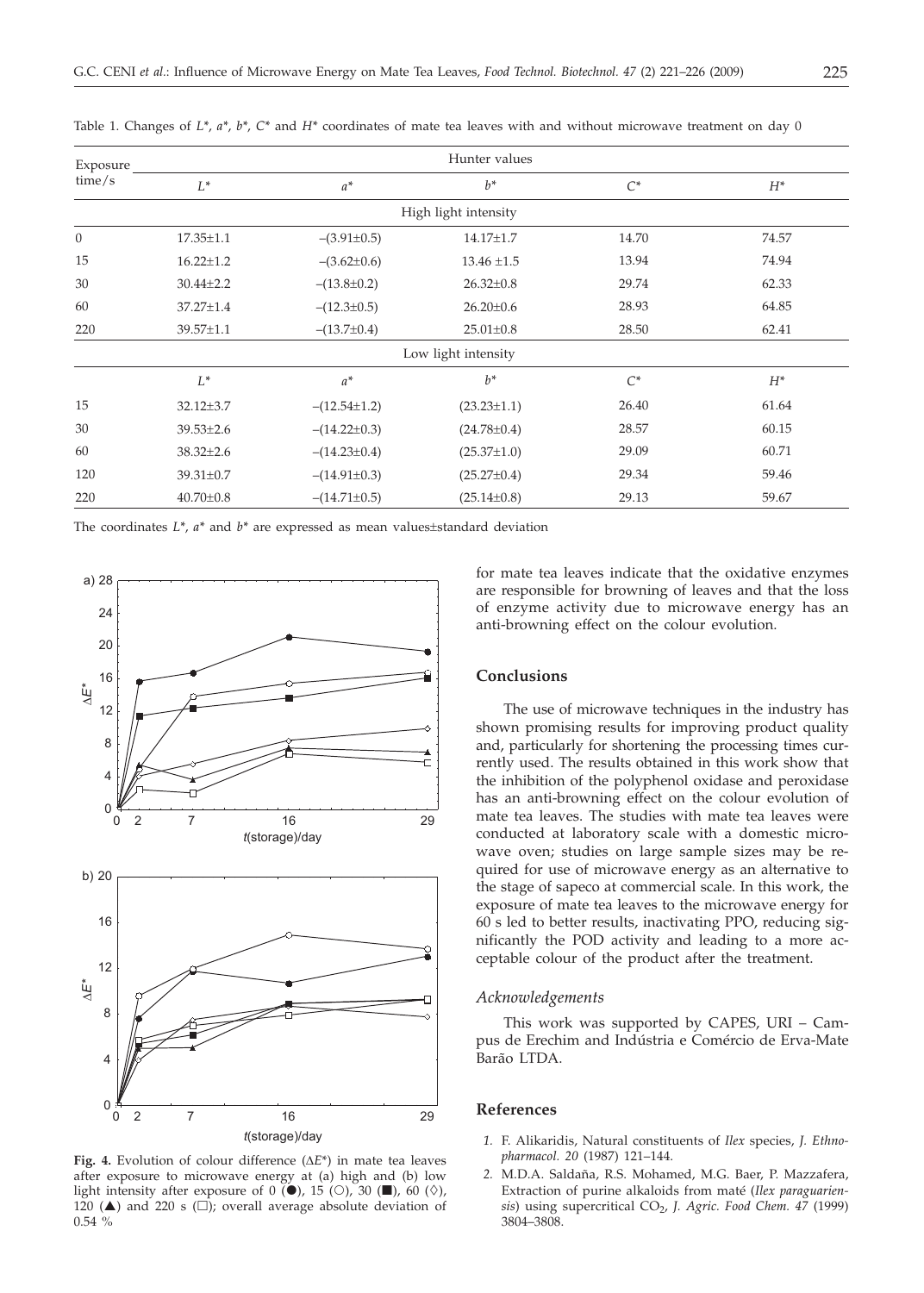Table 1. Changes of $L^*$, $a^*$, $b^*$, $C^*$ and $H^*$ coordinates of mate tea leaves with and without microwave treatment on day 0

| Exposure time/s | Hunter values | | | | |
|---|---|---|---|---|---|
| | $L^*$ | $a^*$ | $b^*$ | $C^*$ | $H^*$ |
| | | | High light intensity | | |
| 0 | 17.35±1.1 | –(3.91±0.5) | 14.17±1.7 | 14.70 | 74.57 |
| 15 | 16.22±1.2 | –(3.62±0.6) | 13.46 ±1.5 | 13.94 | 74.94 |
| 30 | 30.44±2.2 | –(13.8±0.2) | 26.32±0.8 | 29.74 | 62.33 |
| 60 | 37.27±1.4 | –(12.3±0.5) | 26.20±0.6 | 28.93 | 64.85 |
| 220 | 39.57±1.1 | –(13.7±0.4) | 25.01±0.8 | 28.50 | 62.41 |
| | | | Low light intensity | | |
| | $L^*$ | $a^*$ | $b^*$ | $C^*$ | $H^*$ |
| 15 | 32.12±3.7 | –(12.54±1.2) | (23.23±1.1) | 26.40 | 61.64 |
| 30 | 39.53±2.6 | –(14.22±0.3) | (24.78±0.4) | 28.57 | 60.15 |
| 60 | 38.32±2.6 | –(14.23±0.4) | (25.37±1.0) | 29.09 | 60.71 |
| 120 | 39.31±0.7 | –(14.91±0.3) | (25.27±0.4) | 29.34 | 59.46 |
| 220 | 40.70±0.8 | –(14.71±0.5) | (25.14±0.8) | 29.13 | 59.67 |

The coordinates $L^*$, $a^*$ and $b^*$ are expressed as mean values±standard deviation

**Fig. 4.** Evolution of colour difference ($\Delta E^*$) in mate tea leaves after exposure to microwave energy at (a) high and (b) low light intensity after exposure of 0 (●), 15 (○), 30 (■), 60 (◊), 120 (▲) and 220 s (□); overall average absolute deviation of 0.54 %

for mate tea leaves indicate that the oxidative enzymes are responsible for browning of leaves and that the loss of enzyme activity due to microwave energy has an anti-browning effect on the colour evolution.

## Conclusions

The use of microwave techniques in the industry has shown promising results for improving product quality and, particularly for shortening the processing times currently used. The results obtained in this work show that the inhibition of the polyphenol oxidase and peroxidase has an anti-browning effect on the colour evolution of mate tea leaves. The studies with mate tea leaves were conducted at laboratory scale with a domestic microwave oven; studies on large sample sizes may be required for use of microwave energy as an alternative to the stage of sapeco at commercial scale. In this work, the exposure of mate tea leaves to the microwave energy for 60 s led to better results, inactivating PPO, reducing significantly the POD activity and leading to a more acceptable colour of the product after the treatment.

### *Acknowledgements*

This work was supported by CAPES, URI – Campus de Erechim and Indústria e Comércio de Erva-Mate Barão LTDA.

## References

1. F. Alikaridis, Natural constituents of *Ilex* species, *J. Ethnopharmacol. 20* (1987) 121–144.
2. M.D.A. Saldaña, R.S. Mohamed, M.G. Baer, P. Mazzafera, Extraction of purine alkaloids from maté (*Ilex paraguariensis*) using supercritical $CO_2$, *J. Agric. Food Chem. 47* (1999) 3804–3808.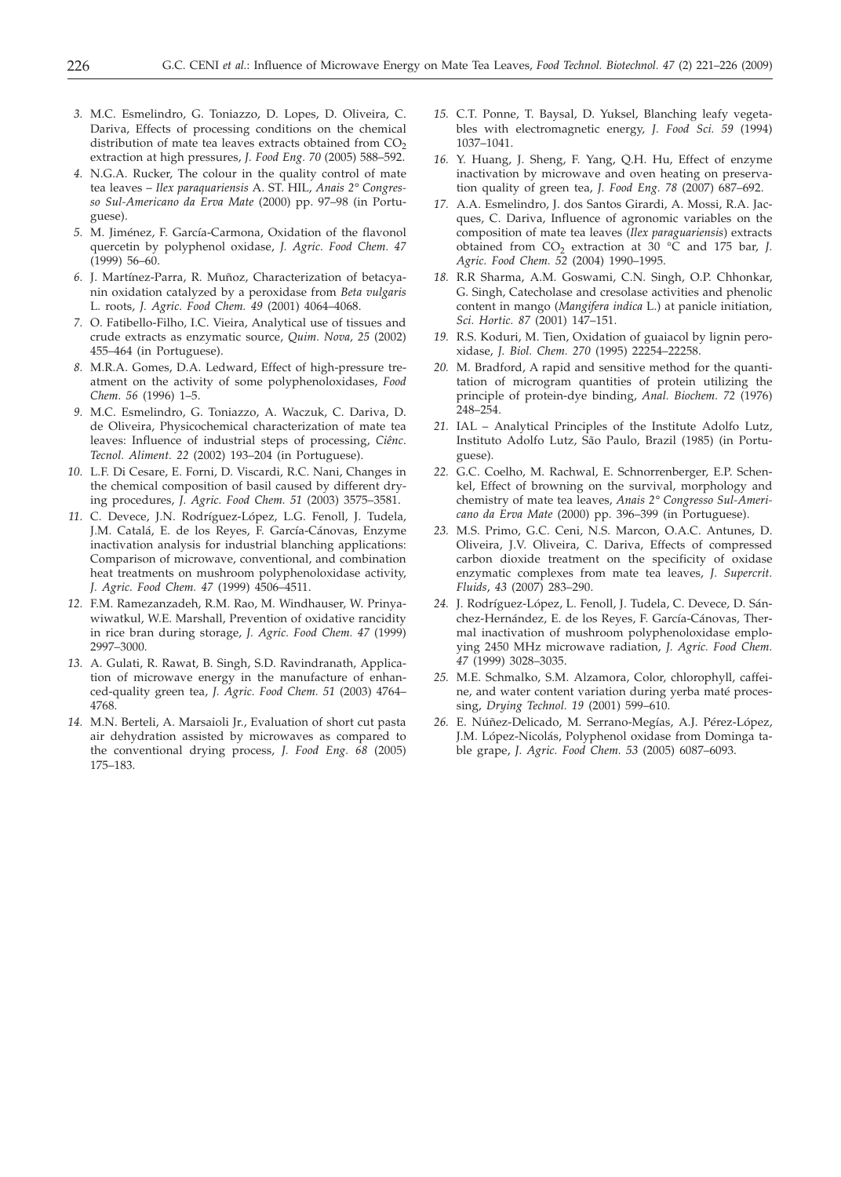3. M.C. Esmelindro, G. Toniazzo, D. Lopes, D. Oliveira, C. Dariva, Effects of processing conditions on the chemical distribution of mate tea leaves extracts obtained from $CO_2$ extraction at high pressures, *J. Food Eng. 70* (2005) 588–592.
4. N.G.A. Rucker, The colour in the quality control of mate tea leaves – *Ilex paraquariensis* A. ST. HIL, *Anais 2° Congresso Sul-Americano da Erva Mate* (2000) pp. 97–98 (in Portuguese).
5. M. Jiménez, F. García-Carmona, Oxidation of the flavonol quercetin by polyphenol oxidase, *J. Agric. Food Chem. 47* (1999) 56–60.
6. J. Martínez-Parra, R. Muñoz, Characterization of betacyanin oxidation catalyzed by a peroxidase from *Beta vulgaris* L. roots, *J. Agric. Food Chem. 49* (2001) 4064–4068.
7. O. Fatibello-Filho, I.C. Vieira, Analytical use of tissues and crude extracts as enzymatic source, *Quim. Nova, 25* (2002) 455–464 (in Portuguese).
8. M.R.A. Gomes, D.A. Ledward, Effect of high-pressure treatment on the activity of some polyphenoloxidases, *Food Chem. 56* (1996) 1–5.
9. M.C. Esmelindro, G. Toniazzo, A. Waczuk, C. Dariva, D. de Oliveira, Physicochemical characterization of mate tea leaves: Influence of industrial steps of processing, *Ciênc. Tecnol. Aliment. 22* (2002) 193–204 (in Portuguese).
10. L.F. Di Cesare, E. Forni, D. Viscardi, R.C. Nani, Changes in the chemical composition of basil caused by different drying procedures, *J. Agric. Food Chem. 51* (2003) 3575–3581.
11. C. Devece, J.N. Rodríguez-López, L.G. Fenoll, J. Tudela, J.M. Catalá, E. de los Reyes, F. García-Cánovas, Enzyme inactivation analysis for industrial blanching applications: Comparison of microwave, conventional, and combination heat treatments on mushroom polyphenoloxidase activity, *J. Agric. Food Chem. 47* (1999) 4506–4511.
12. F.M. Ramezanzadeh, R.M. Rao, M. Windhauser, W. Prinyawiwatkul, W.E. Marshall, Prevention of oxidative rancidity in rice bran during storage, *J. Agric. Food Chem. 47* (1999) 2997–3000.
13. A. Gulati, R. Rawat, B. Singh, S.D. Ravindranath, Application of microwave energy in the manufacture of enhanced-quality green tea, *J. Agric. Food Chem. 51* (2003) 4764–4768.
14. M.N. Berteli, A. Marsaioli Jr., Evaluation of short cut pasta air dehydration assisted by microwaves as compared to the conventional drying process, *J. Food Eng. 68* (2005) 175–183.
15. C.T. Ponne, T. Baysal, D. Yuksel, Blanching leafy vegetables with electromagnetic energy, *J. Food Sci. 59* (1994) 1037–1041.
16. Y. Huang, J. Sheng, F. Yang, Q.H. Hu, Effect of enzyme inactivation by microwave and oven heating on preservation quality of green tea, *J. Food Eng. 78* (2007) 687–692.
17. A.A. Esmelindro, J. dos Santos Girardi, A. Mossi, R.A. Jacques, C. Dariva, Influence of agronomic variables on the composition of mate tea leaves (*Ilex paraguariensis*) extracts obtained from $CO_2$ extraction at 30 °C and 175 bar, *J. Agric. Food Chem. 52* (2004) 1990–1995.
18. R.R Sharma, A.M. Goswami, C.N. Singh, O.P. Chhonkar, G. Singh, Catecholase and cresolase activities and phenolic content in mango (*Mangifera indica* L.) at panicle initiation, *Sci. Hortic. 87* (2001) 147–151.
19. R.S. Koduri, M. Tien, Oxidation of guaiacol by lignin peroxidase, *J. Biol. Chem. 270* (1995) 22254–22258.
20. M. Bradford, A rapid and sensitive method for the quantitation of microgram quantities of protein utilizing the principle of protein-dye binding, *Anal. Biochem. 72* (1976) 248–254.
21. IAL – Analytical Principles of the Institute Adolfo Lutz, Instituto Adolfo Lutz, São Paulo, Brazil (1985) (in Portuguese).
22. G.C. Coelho, M. Rachwal, E. Schnorrenberger, E.P. Schenkel, Effect of browning on the survival, morphology and chemistry of mate tea leaves, *Anais 2° Congresso Sul-Americano da Erva Mate* (2000) pp. 396–399 (in Portuguese).
23. M.S. Primo, G.C. Ceni, N.S. Marcon, O.A.C. Antunes, D. Oliveira, J.V. Oliveira, C. Dariva, Effects of compressed carbon dioxide treatment on the specificity of oxidase enzymatic complexes from mate tea leaves, *J. Supercrit. Fluids, 43* (2007) 283–290.
24. J. Rodríguez-López, L. Fenoll, J. Tudela, C. Devece, D. Sánchez-Hernández, E. de los Reyes, F. García-Cánovas, Thermal inactivation of mushroom polyphenoloxidase employing 2450 MHz microwave radiation, *J. Agric. Food Chem. 47* (1999) 3028–3035.
25. M.E. Schmalko, S.M. Alzamora, Color, chlorophyll, caffeine, and water content variation during yerba maté processing, *Drying Technol. 19* (2001) 599–610.
26. E. Núñez-Delicado, M. Serrano-Megías, A.J. Pérez-López, J.M. López-Nicolás, Polyphenol oxidase from Dominga table grape, *J. Agric. Food Chem. 53* (2005) 6087–6093.